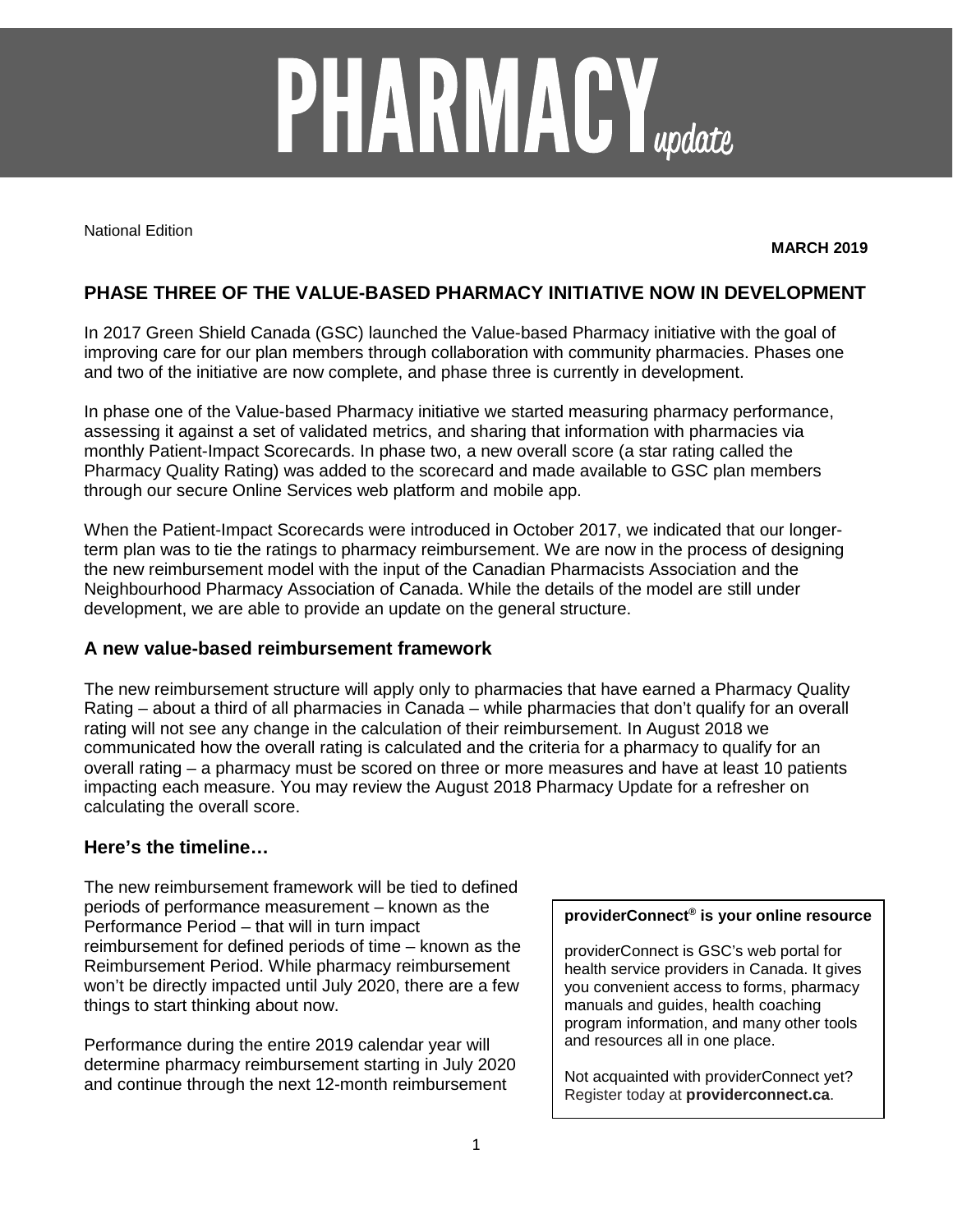# PHARMACY *update*

National Edition

**MARCH 2019**

## PHASE THREE OF THE VALUE-BASED PHARMACY INITIATIVE NOW IN DEVELOPMENT

In 2017 Green Shield Canada (GSC) launched the Value-based Pharmacy initiative with the goal of improving care for our plan members through collaboration with community pharmacies. Phases one and two of the initiative are now complete, and phase three is currently in development.

In phase one of the Value-based Pharmacy initiative we started measuring pharmacy performance, assessing it against a set of validated metrics, and sharing that information with pharmacies via monthly Patient-Impact Scorecards. In phase two, a new overall score (a star rating called the Pharmacy Quality Rating) was added to the scorecard and made available to GSC plan members through our secure Online Services web platform and mobile app.

When the Patient-Impact Scorecards were introduced in October 2017, we indicated that our longer-term plan was to tie the ratings to pharmacy reimbursement. We are now in the process of designing the new reimbursement model with the input of the Canadian Pharmacists Association and the Neighbourhood Pharmacy Association of Canada. While the details of the model are still under development, we are able to provide an update on the general structure.

### A new value-based reimbursement framework

The new reimbursement structure will apply only to pharmacies that have earned a Pharmacy Quality Rating – about a third of all pharmacies in Canada – while pharmacies that don't qualify for an overall rating will not see any change in the calculation of their reimbursement. In August 2018 we communicated how the overall rating is calculated and the criteria for a pharmacy to qualify for an overall rating – a pharmacy must be scored on three or more measures and have at least 10 patients impacting each measure. You may review the August 2018 Pharmacy Update for a refresher on calculating the overall score.

### Here's the timeline…

The new reimbursement framework will be tied to defined periods of performance measurement – known as the Performance Period – that will in turn impact reimbursement for defined periods of time – known as the Reimbursement Period. While pharmacy reimbursement won't be directly impacted until July 2020, there are a few things to start thinking about now.

Performance during the entire 2019 calendar year will determine pharmacy reimbursement starting in July 2020 and continue through the next 12-month reimbursement

**providerConnect® is your online resource**

providerConnect is GSC's web portal for health service providers in Canada. It gives you convenient access to forms, pharmacy manuals and guides, health coaching program information, and many other tools and resources all in one place.

Not acquainted with providerConnect yet? Register today at **providerconnect.ca**.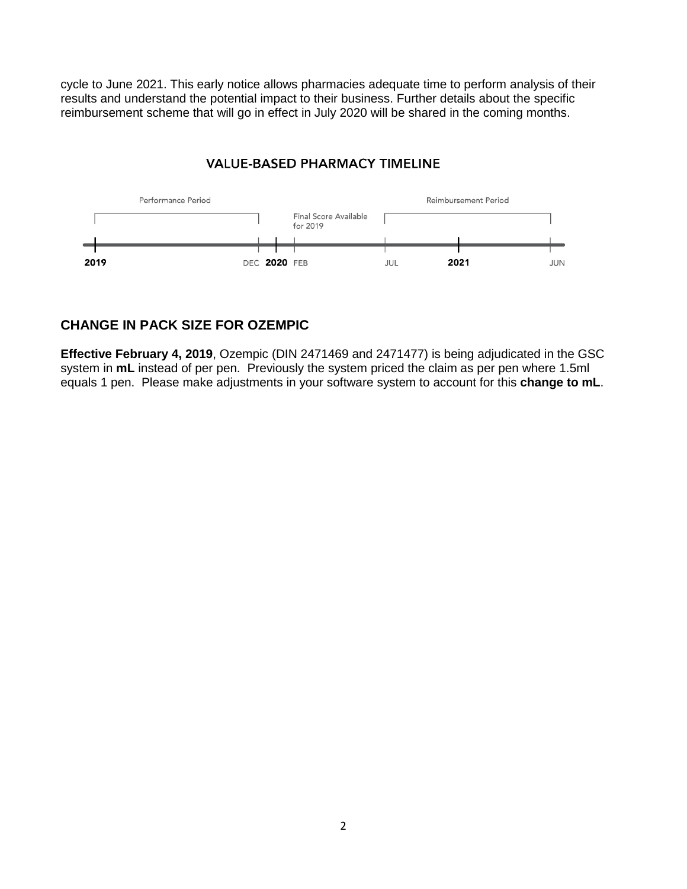cycle to June 2021. This early notice allows pharmacies adequate time to perform analysis of their results and understand the potential impact to their business. Further details about the specific reimbursement scheme that will go in effect in July 2020 will be shared in the coming months.

VALUE-BASED PHARMACY TIMELINE

Performance Period

Final Score Available for 2019

Reimbursement Period

2019

DEC 2020 FEB

JUL 2021 JUN

## CHANGE IN PACK SIZE FOR OZEMPIC

**Effective February 4, 2019**, Ozempic (DIN 2471469 and 2471477) is being adjudicated in the GSC system in **mL** instead of per pen. Previously the system priced the claim as per pen where 1.5ml equals 1 pen. Please make adjustments in your software system to account for this **change to mL**.